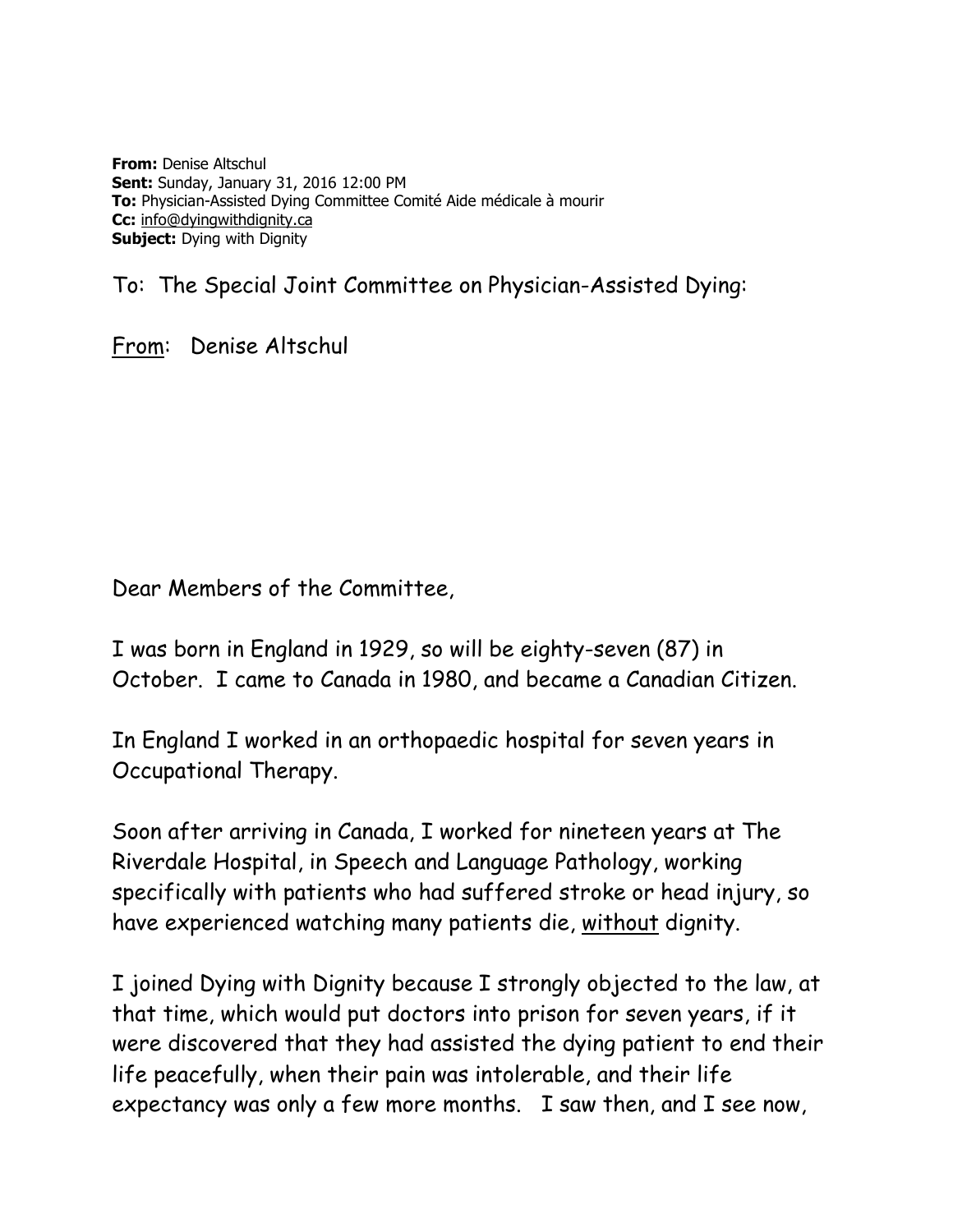**From:** Denise Altschul
**Sent:** Sunday, January 31, 2016 12:00 PM
**To:** Physician-Assisted Dying Committee Comité Aide médicale à mourir
**Cc:** info@dyingwithdignity.ca
**Subject:** Dying with Dignity

To: The Special Joint Committee on Physician-Assisted Dying:

From: Denise Altschul

Dear Members of the Committee,

I was born in England in 1929, so will be eighty-seven (87) in October. I came to Canada in 1980, and became a Canadian Citizen.

In England I worked in an orthopaedic hospital for seven years in Occupational Therapy.

Soon after arriving in Canada, I worked for nineteen years at The Riverdale Hospital, in Speech and Language Pathology, working specifically with patients who had suffered stroke or head injury, so have experienced watching many patients die, without dignity.

I joined Dying with Dignity because I strongly objected to the law, at that time, which would put doctors into prison for seven years, if it were discovered that they had assisted the dying patient to end their life peacefully, when their pain was intolerable, and their life expectancy was only a few more months. I saw then, and I see now,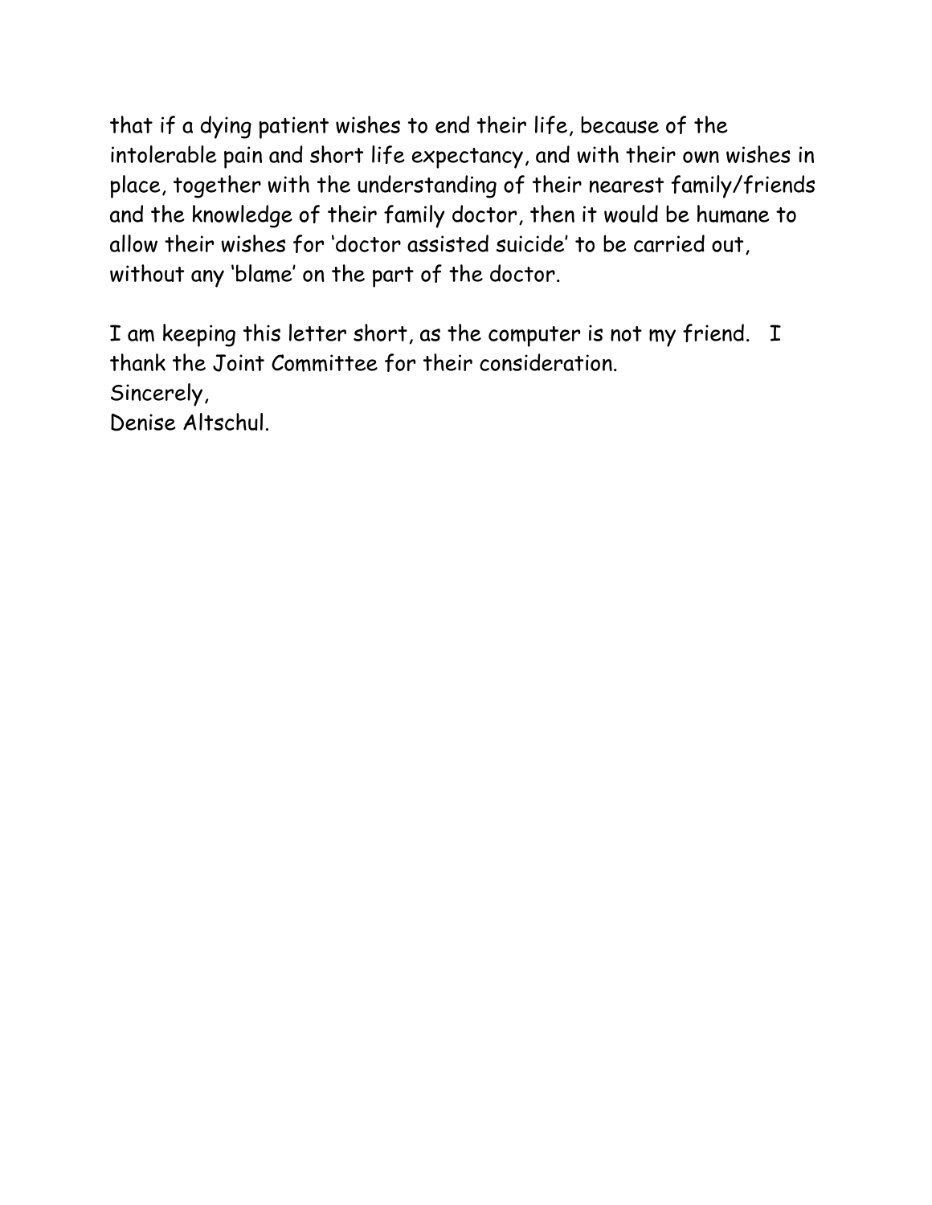that if a dying patient wishes to end their life, because of the intolerable pain and short life expectancy, and with their own wishes in place, together with the understanding of their nearest family/friends and the knowledge of their family doctor, then it would be humane to allow their wishes for 'doctor assisted suicide' to be carried out, without any 'blame' on the part of the doctor.

I am keeping this letter short, as the computer is not my friend. I thank the Joint Committee for their consideration.
Sincerely,
Denise Altschul.